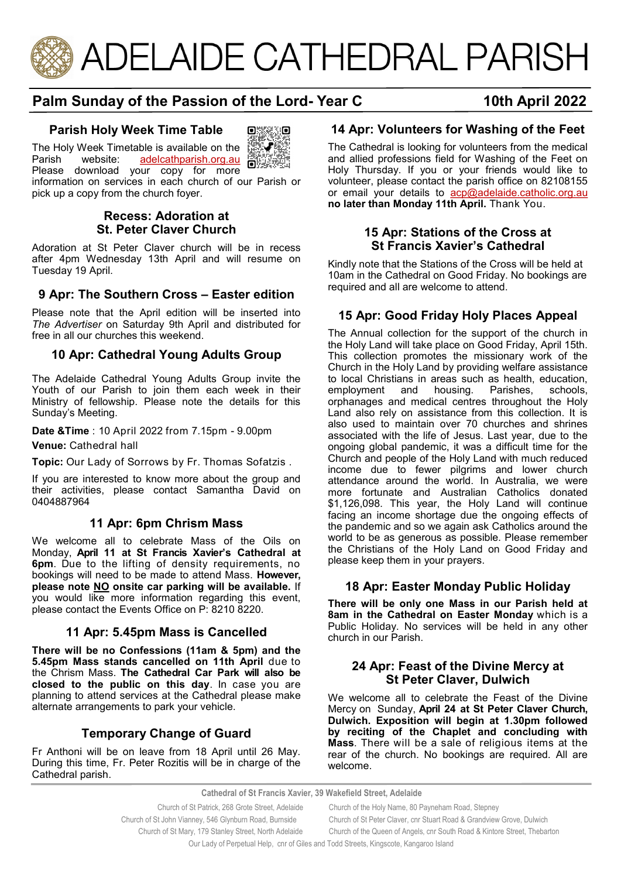# ADELAIDE CATHEDRAL PARISH

## Palm Sunday of the Passion of the Lord- Year C 10th April 2022

### Parish Holy Week Time Table

The Holy Week Timetable is available on the Parish website: adelcathparish.org.au Please download your copy for more information on services in each church of our Parish or pick up a copy from the church foyer.

### Recess: Adoration at St. Peter Claver Church

Adoration at St Peter Claver church will be in recess after 4pm Wednesday 13th April and will resume on Tuesday 19 April.

### 9 Apr: The Southern Cross – Easter edition

Please note that the April edition will be inserted into *The Advertiser* on Saturday 9th April and distributed for free in all our churches this weekend.

### 10 Apr: Cathedral Young Adults Group

The Adelaide Cathedral Young Adults Group invite the Youth of our Parish to join them each week in their Ministry of fellowship. Please note the details for this Sunday's Meeting.

**Date &Time** : 10 April 2022 from 7.15pm - 9.00pm

**Venue:** Cathedral hall

**Topic:** Our Lady of Sorrows by Fr. Thomas Sofatzis .

If you are interested to know more about the group and their activities, please contact Samantha David on 0404887964

### 11 Apr: 6pm Chrism Mass

We welcome all to celebrate Mass of the Oils on Monday, **April 11 at St Francis Xavier's Cathedral at 6pm**. Due to the lifting of density requirements, no bookings will need to be made to attend Mass. **However, please note NO onsite car parking will be available.** If you would like more information regarding this event, please contact the Events Office on P: 8210 8220.

### 11 Apr: 5.45pm Mass is Cancelled

**There will be no Confessions (11am & 5pm) and the 5.45pm Mass stands cancelled on 11th April** due to the Chrism Mass. **The Cathedral Car Park will also be closed to the public on this day**. In case you are planning to attend services at the Cathedral please make alternate arrangements to park your vehicle.

### Temporary Change of Guard

Fr Anthoni will be on leave from 18 April until 26 May. During this time, Fr. Peter Rozitis will be in charge of the Cathedral parish.

### 14 Apr: Volunteers for Washing of the Feet

The Cathedral is looking for volunteers from the medical and allied professions field for Washing of the Feet on Holy Thursday. If you or your friends would like to volunteer, please contact the parish office on 82108155 or email your details to acp@adelaide.catholic.org.au **no later than Monday 11th April.** Thank You.

### 15 Apr: Stations of the Cross at St Francis Xavier's Cathedral

Kindly note that the Stations of the Cross will be held at 10am in the Cathedral on Good Friday. No bookings are required and all are welcome to attend.

### 15 Apr: Good Friday Holy Places Appeal

The Annual collection for the support of the church in the Holy Land will take place on Good Friday, April 15th. This collection promotes the missionary work of the Church in the Holy Land by providing welfare assistance to local Christians in areas such as health, education, employment and housing. Parishes, schools, orphanages and medical centres throughout the Holy Land also rely on assistance from this collection. It is also used to maintain over 70 churches and shrines associated with the life of Jesus. Last year, due to the ongoing global pandemic, it was a difficult time for the Church and people of the Holy Land with much reduced income due to fewer pilgrims and lower church attendance around the world. In Australia, we were more fortunate and Australian Catholics donated $1,126,098. This year, the Holy Land will continue facing an income shortage due the ongoing effects of the pandemic and so we again ask Catholics around the world to be as generous as possible. Please remember the Christians of the Holy Land on Good Friday and please keep them in your prayers.

### 18 Apr: Easter Monday Public Holiday

**There will be only one Mass in our Parish held at 8am in the Cathedral on Easter Monday** which is a Public Holiday. No services will be held in any other church in our Parish.

### 24 Apr: Feast of the Divine Mercy at St Peter Claver, Dulwich

We welcome all to celebrate the Feast of the Divine Mercy on Sunday, **April 24 at St Peter Claver Church, Dulwich. Exposition will begin at 1.30pm followed by reciting of the Chaplet and concluding with Mass**. There will be a sale of religious items at the rear of the church. No bookings are required. All are welcome.

**Cathedral of St Francis Xavier, 39 Wakefield Street, Adelaide**

Church of St Patrick, 268 Grote Street, Adelaide
Church of the Holy Name, 80 Payneham Road, Stepney
Church of St John Vianney, 546 Glynburn Road, Burnside
Church of St Peter Claver, cnr Stuart Road & Grandview Grove, Dulwich
Church of St Mary, 179 Stanley Street, North Adelaide
Church of the Queen of Angels, cnr South Road & Kintore Street, Thebarton
Our Lady of Perpetual Help, cnr of Giles and Todd Streets, Kingscote, Kangaroo Island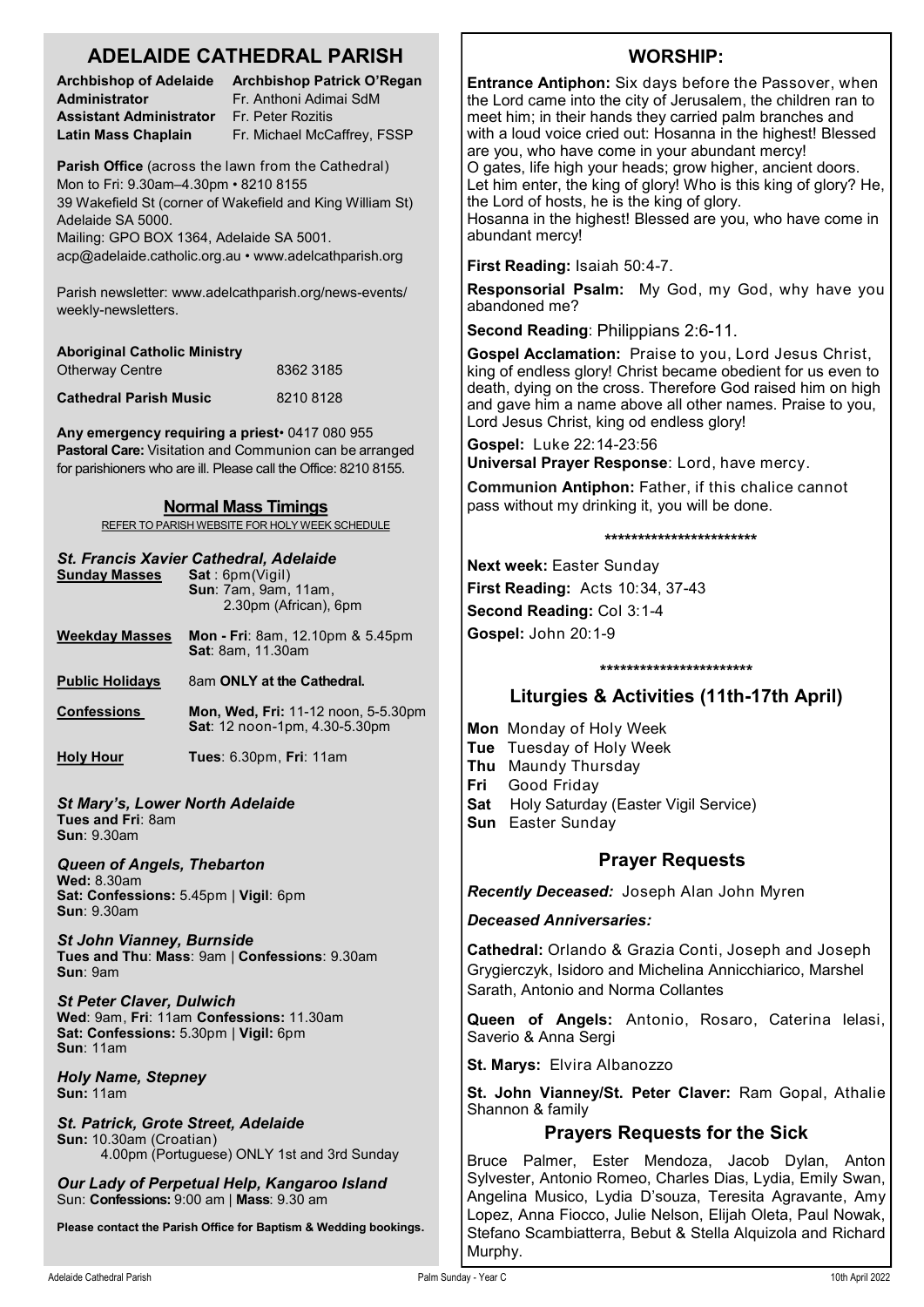# ADELAIDE CATHEDRAL PARISH

**Archbishop of Adelaide** **Archbishop Patrick O'Regan**
**Administrator** Fr. Anthoni Adimai SdM
**Assistant Administrator** Fr. Peter Rozitis
**Latin Mass Chaplain** Fr. Michael McCaffrey, FSSP

**Parish Office** (across the lawn from the Cathedral)
Mon to Fri: 9.30am–4.30pm • 8210 8155
39 Wakefield St (corner of Wakefield and King William St) Adelaide SA 5000.
Mailing: GPO BOX 1364, Adelaide SA 5001.
acp@adelaide.catholic.org.au • www.adelcathparish.org

Parish newsletter: www.adelcathparish.org/news-events/weekly-newsletters.

**Aboriginal Catholic Ministry**
Otherway Centre 8362 3185

**Cathedral Parish Music** 8210 8128

**Any emergency requiring a priest**• 0417 080 955
**Pastoral Care:** Visitation and Communion can be arranged for parishioners who are ill. Please call the Office: 8210 8155.

## Normal Mass Timings

REFER TO PARISH WEBSITE FOR HOLY WEEK SCHEDULE

### *St. Francis Xavier Cathedral, Adelaide*

**Sunday Masses** **Sat** : 6pm(Vigil)
**Sun**: 7am, 9am, 11am, 2.30pm (African), 6pm

**Weekday Masses** **Mon - Fri**: 8am, 12.10pm & 5.45pm
**Sat**: 8am, 11.30am

**Public Holidays** 8am **ONLY at the Cathedral.**

**Confessions** **Mon, Wed, Fri:** 11-12 noon, 5-5.30pm
**Sat**: 12 noon-1pm, 4.30-5.30pm

**Holy Hour** **Tues**: 6.30pm, **Fri**: 11am

***St Mary's, Lower North Adelaide***
**Tues and Fri**: 8am
**Sun**: 9.30am

***Queen of Angels, Thebarton***
**Wed:** 8.30am
**Sat: Confessions:** 5.45pm | **Vigil**: 6pm
**Sun**: 9.30am

***St John Vianney, Burnside***
**Tues and Thu**: **Mass**: 9am | **Confessions**: 9.30am
**Sun**: 9am

***St Peter Claver, Dulwich***
**Wed**: 9am, **Fri**: 11am **Confessions:** 11.30am
**Sat: Confessions:** 5.30pm | **Vigil:** 6pm
**Sun**: 11am

***Holy Name, Stepney***
**Sun:** 11am

***St. Patrick, Grote Street, Adelaide***
**Sun:** 10.30am (Croatian)
4.00pm (Portuguese) ONLY 1st and 3rd Sunday

***Our Lady of Perpetual Help, Kangaroo Island***
Sun: **Confessions:** 9:00 am | **Mass**: 9.30 am

**Please contact the Parish Office for Baptism & Wedding bookings.**

## WORSHIP:

**Entrance Antiphon:** Six days before the Passover, when the Lord came into the city of Jerusalem, the children ran to meet him; in their hands they carried palm branches and with a loud voice cried out: Hosanna in the highest! Blessed are you, who have come in your abundant mercy!
O gates, life high your heads; grow higher, ancient doors. Let him enter, the king of glory! Who is this king of glory? He, the Lord of hosts, he is the king of glory.
Hosanna in the highest! Blessed are you, who have come in abundant mercy!

**First Reading:** Isaiah 50:4-7.

**Responsorial Psalm:** My God, my God, why have you abandoned me?

**Second Reading**: Philippians 2:6-11.

**Gospel Acclamation:** Praise to you, Lord Jesus Christ, king of endless glory! Christ became obedient for us even to death, dying on the cross. Therefore God raised him on high and gave him a name above all other names. Praise to you, Lord Jesus Christ, king od endless glory!

**Gospel:** Luke 22:14-23:56
**Universal Prayer Response**: Lord, have mercy.

**Communion Antiphon:** Father, if this chalice cannot pass without my drinking it, you will be done.

\*\*\*\*\*\*\*\*\*\*\*\*\*\*\*\*\*\*\*\*\*\*\*

**Next week:** Easter Sunday
**First Reading:** Acts 10:34, 37-43
**Second Reading:** Col 3:1-4
**Gospel:** John 20:1-9

\*\*\*\*\*\*\*\*\*\*\*\*\*\*\*\*\*\*\*\*\*\*\*

## Liturgies & Activities (11th-17th April)

**Mon** Monday of Holy Week
**Tue** Tuesday of Holy Week
**Thu** Maundy Thursday
**Fri** Good Friday
**Sat** Holy Saturday (Easter Vigil Service)
**Sun** Easter Sunday

## Prayer Requests

***Recently Deceased:*** Joseph Alan John Myren

***Deceased Anniversaries:***

**Cathedral:** Orlando & Grazia Conti, Joseph and Joseph Grygierczyk, Isidoro and Michelina Annicchiarico, Marshel Sarath, Antonio and Norma Collantes

**Queen of Angels:** Antonio, Rosaro, Caterina Ielasi, Saverio & Anna Sergi

**St. Marys:** Elvira Albanozzo

**St. John Vianney/St. Peter Claver:** Ram Gopal, Athalie Shannon & family

## Prayers Requests for the Sick

Bruce Palmer, Ester Mendoza, Jacob Dylan, Anton Sylvester, Antonio Romeo, Charles Dias, Lydia, Emily Swan, Angelina Musico, Lydia D'souza, Teresita Agravante, Amy Lopez, Anna Fiocco, Julie Nelson, Elijah Oleta, Paul Nowak, Stefano Scambiatterra, Bebut & Stella Alquizola and Richard Murphy.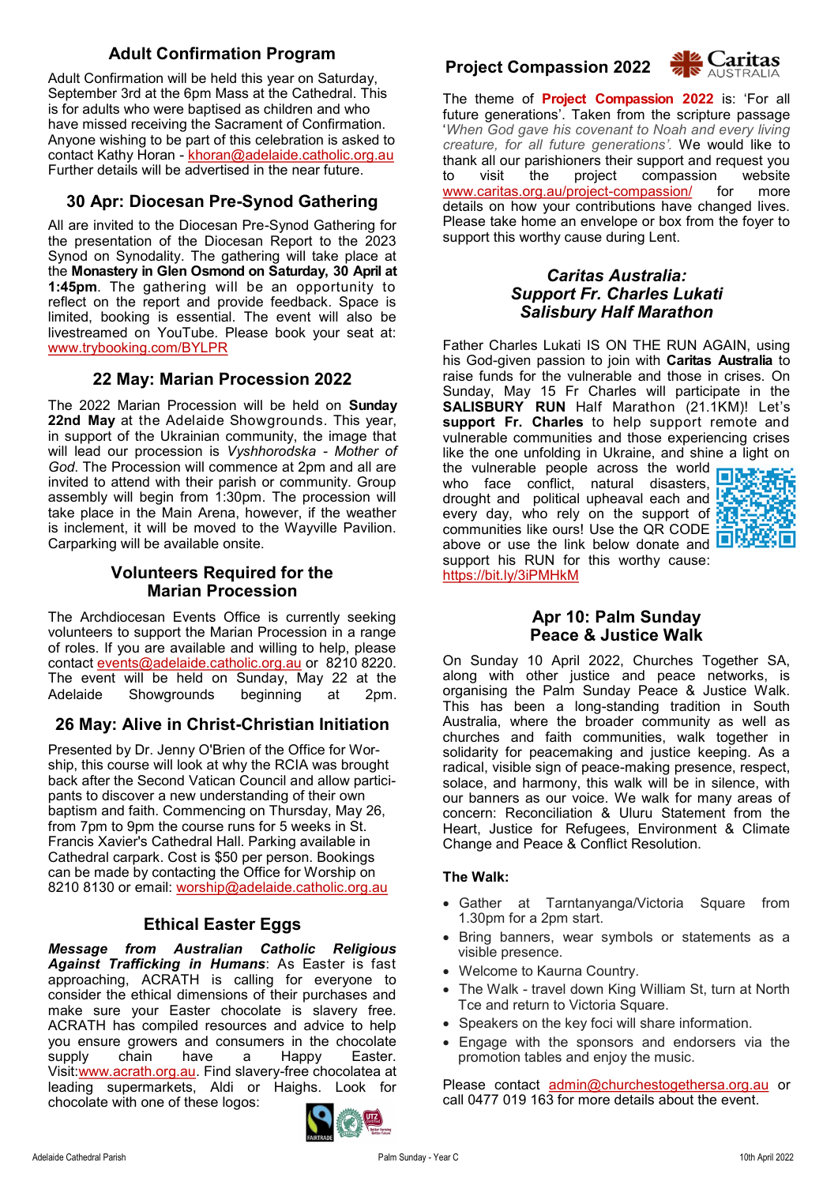## Adult Confirmation Program

Adult Confirmation will be held this year on Saturday, September 3rd at the 6pm Mass at the Cathedral. This is for adults who were baptised as children and who have missed receiving the Sacrament of Confirmation. Anyone wishing to be part of this celebration is asked to contact Kathy Horan - khoran@adelaide.catholic.org.au Further details will be advertised in the near future.

## 30 Apr: Diocesan Pre-Synod Gathering

All are invited to the Diocesan Pre-Synod Gathering for the presentation of the Diocesan Report to the 2023 Synod on Synodality. The gathering will take place at the **Monastery in Glen Osmond on Saturday, 30 April at 1:45pm**. The gathering will be an opportunity to reflect on the report and provide feedback. Space is limited, booking is essential. The event will also be livestreamed on YouTube. Please book your seat at: www.trybooking.com/BYLPR

## 22 May: Marian Procession 2022

The 2022 Marian Procession will be held on **Sunday 22nd May** at the Adelaide Showgrounds. This year, in support of the Ukrainian community, the image that will lead our procession is *Vyshhorodska - Mother of God*. The Procession will commence at 2pm and all are invited to attend with their parish or community. Group assembly will begin from 1:30pm. The procession will take place in the Main Arena, however, if the weather is inclement, it will be moved to the Wayville Pavilion. Carparking will be available onsite.

## Volunteers Required for the Marian Procession

The Archdiocesan Events Office is currently seeking volunteers to support the Marian Procession in a range of roles. If you are available and willing to help, please contact events@adelaide.catholic.org.au or 8210 8220. The event will be held on Sunday, May 22 at the Adelaide Showgrounds beginning at 2pm.

## 26 May: Alive in Christ-Christian Initiation

Presented by Dr. Jenny O'Brien of the Office for Worship, this course will look at why the RCIA was brought back after the Second Vatican Council and allow participants to discover a new understanding of their own baptism and faith. Commencing on Thursday, May 26, from 7pm to 9pm the course runs for 5 weeks in St. Francis Xavier's Cathedral Hall. Parking available in Cathedral carpark. Cost is $50 per person. Bookings can be made by contacting the Office for Worship on 8210 8130 or email: worship@adelaide.catholic.org.au

## Ethical Easter Eggs

***Message from Australian Catholic Religious Against Trafficking in Humans***: As Easter is fast approaching, ACRATH is calling for everyone to consider the ethical dimensions of their purchases and make sure your Easter chocolate is slavery free. ACRATH has compiled resources and advice to help you ensure growers and consumers in the chocolate supply chain have a Happy Easter. Visit:www.acrath.org.au. Find slavery-free chocolatea at leading supermarkets, Aldi or Haighs. Look for chocolate with one of these logos:

## Project Compassion 2022

The theme of **Project Compassion 2022** is: 'For all future generations'. Taken from the scripture passage '*When God gave his covenant to Noah and every living creature, for all future generations'.* We would like to thank all our parishioners their support and request you to visit the project compassion website www.caritas.org.au/project-compassion/ for more details on how your contributions have changed lives. Please take home an envelope or box from the foyer to support this worthy cause during Lent.

## *Caritas Australia: Support Fr. Charles Lukati Salisbury Half Marathon*

Father Charles Lukati IS ON THE RUN AGAIN, using his God-given passion to join with **Caritas Australia** to raise funds for the vulnerable and those in crises. On Sunday, May 15 Fr Charles will participate in the **SALISBURY RUN** Half Marathon (21.1KM)! Let's **support Fr. Charles** to help support remote and vulnerable communities and those experiencing crises like the one unfolding in Ukraine, and shine a light on the vulnerable people across the world who face conflict, natural disasters, drought and political upheaval each and every day, who rely on the support of communities like ours! Use the QR CODE above or use the link below donate and support his RUN for this worthy cause: https://bit.ly/3iPMHkM

## Apr 10: Palm Sunday Peace & Justice Walk

On Sunday 10 April 2022, Churches Together SA, along with other justice and peace networks, is organising the Palm Sunday Peace & Justice Walk. This has been a long-standing tradition in South Australia, where the broader community as well as churches and faith communities, walk together in solidarity for peacemaking and justice keeping. As a radical, visible sign of peace-making presence, respect, solace, and harmony, this walk will be in silence, with our banners as our voice. We walk for many areas of concern: Reconciliation & Uluru Statement from the Heart, Justice for Refugees, Environment & Climate Change and Peace & Conflict Resolution.

**The Walk:**

- Gather at Tarntanyanga/Victoria Square from 1.30pm for a 2pm start.
- Bring banners, wear symbols or statements as a visible presence.
- Welcome to Kaurna Country.
- The Walk - travel down King William St, turn at North Tce and return to Victoria Square.
- Speakers on the key foci will share information.
- Engage with the sponsors and endorsers via the promotion tables and enjoy the music.

Please contact admin@churchestogethersa.org.au or call 0477 019 163 for more details about the event.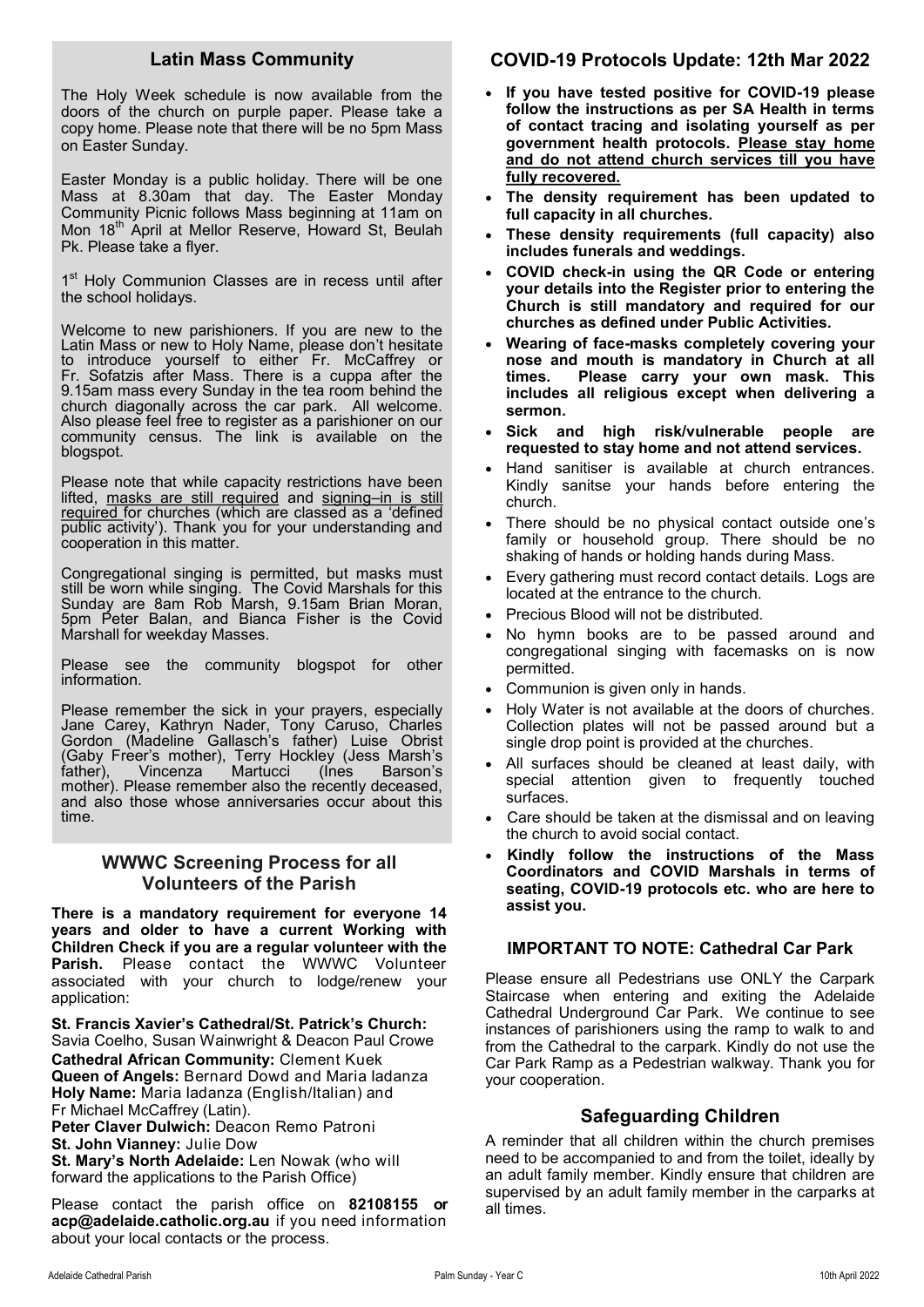## Latin Mass Community

The Holy Week schedule is now available from the doors of the church on purple paper. Please take a copy home. Please note that there will be no 5pm Mass on Easter Sunday.

Easter Monday is a public holiday. There will be one Mass at 8.30am that day. The Easter Monday Community Picnic follows Mass beginning at 11am on Mon 18th April at Mellor Reserve, Howard St, Beulah Pk. Please take a flyer.

1st Holy Communion Classes are in recess until after the school holidays.

Welcome to new parishioners. If you are new to the Latin Mass or new to Holy Name, please don't hesitate to introduce yourself to either Fr. McCaffrey or Fr. Sofatzis after Mass. There is a cuppa after the 9.15am mass every Sunday in the tea room behind the church diagonally across the car park. All welcome. Also please feel free to register as a parishioner on our community census. The link is available on the blogspot.

Please note that while capacity restrictions have been lifted, masks are still required and signing–in is still required for churches (which are classed as a 'defined public activity'). Thank you for your understanding and cooperation in this matter.

Congregational singing is permitted, but masks must still be worn while singing. The Covid Marshals for this Sunday are 8am Rob Marsh, 9.15am Brian Moran, 5pm Peter Balan, and Bianca Fisher is the Covid Marshall for weekday Masses.

Please see the community blogspot for other information.

Please remember the sick in your prayers, especially Jane Carey, Kathryn Nader, Tony Caruso, Charles Gordon (Madeline Gallasch's father) Luise Obrist (Gaby Freer's mother), Terry Hockley (Jess Marsh's father), Vincenza Martucci (Ines Barson's mother). Please remember also the recently deceased, and also those whose anniversaries occur about this time.

## WWWC Screening Process for all Volunteers of the Parish

**There is a mandatory requirement for everyone 14 years and older to have a current Working with Children Check if you are a regular volunteer with the Parish.** Please contact the WWWC Volunteer associated with your church to lodge/renew your application:

**St. Francis Xavier's Cathedral/St. Patrick's Church:** Savia Coelho, Susan Wainwright & Deacon Paul Crowe
**Cathedral African Community:** Clement Kuek
**Queen of Angels:** Bernard Dowd and Maria Iadanza
**Holy Name:** Maria Iadanza (English/Italian) and Fr Michael McCaffrey (Latin).
**Peter Claver Dulwich:** Deacon Remo Patroni
**St. John Vianney:** Julie Dow
**St. Mary's North Adelaide:** Len Nowak (who will forward the applications to the Parish Office)

Please contact the parish office on **82108155 or acp@adelaide.catholic.org.au** if you need information about your local contacts or the process.

## COVID-19 Protocols Update: 12th Mar 2022

- **If you have tested positive for COVID-19 please follow the instructions as per SA Health in terms of contact tracing and isolating yourself as per government health protocols. Please stay home and do not attend church services till you have fully recovered.**
- **The density requirement has been updated to full capacity in all churches.**
- **These density requirements (full capacity) also includes funerals and weddings.**
- **COVID check-in using the QR Code or entering your details into the Register prior to entering the Church is still mandatory and required for our churches as defined under Public Activities.**
- **Wearing of face-masks completely covering your nose and mouth is mandatory in Church at all times. Please carry your own mask. This includes all religious except when delivering a sermon.**
- **Sick and high risk/vulnerable people are requested to stay home and not attend services.**
- Hand sanitiser is available at church entrances. Kindly sanitse your hands before entering the church.
- There should be no physical contact outside one's family or household group. There should be no shaking of hands or holding hands during Mass.
- Every gathering must record contact details. Logs are located at the entrance to the church.
- Precious Blood will not be distributed.
- No hymn books are to be passed around and congregational singing with facemasks on is now permitted.
- Communion is given only in hands.
- Holy Water is not available at the doors of churches. Collection plates will not be passed around but a single drop point is provided at the churches.
- All surfaces should be cleaned at least daily, with special attention given to frequently touched surfaces.
- Care should be taken at the dismissal and on leaving the church to avoid social contact.
- **Kindly follow the instructions of the Mass Coordinators and COVID Marshals in terms of seating, COVID-19 protocols etc. who are here to assist you.**

### IMPORTANT TO NOTE: Cathedral Car Park

Please ensure all Pedestrians use ONLY the Carpark Staircase when entering and exiting the Adelaide Cathedral Underground Car Park. We continue to see instances of parishioners using the ramp to walk to and from the Cathedral to the carpark. Kindly do not use the Car Park Ramp as a Pedestrian walkway. Thank you for your cooperation.

## Safeguarding Children

A reminder that all children within the church premises need to be accompanied to and from the toilet, ideally by an adult family member. Kindly ensure that children are supervised by an adult family member in the carparks at all times.